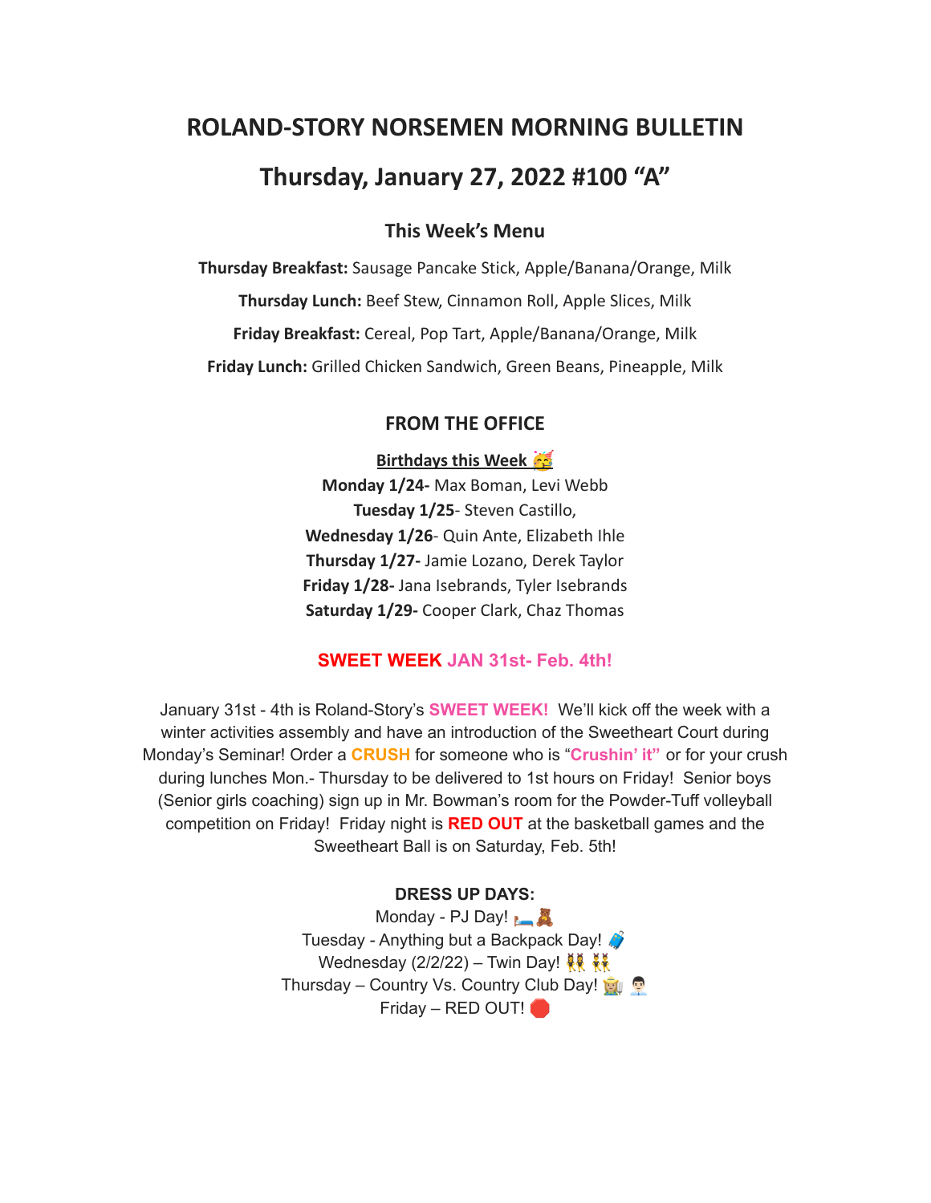# ROLAND-STORY NORSEMEN MORNING BULLETIN

## Thursday, January 27, 2022 #100 "A"

### This Week's Menu

**Thursday Breakfast:** Sausage Pancake Stick, Apple/Banana/Orange, Milk

**Thursday Lunch:** Beef Stew, Cinnamon Roll, Apple Slices, Milk

**Friday Breakfast:** Cereal, Pop Tart, Apple/Banana/Orange, Milk

**Friday Lunch:** Grilled Chicken Sandwich, Green Beans, Pineapple, Milk

### FROM THE OFFICE

**Birthdays this Week** 🥳

**Monday 1/24-** Max Boman, Levi Webb
**Tuesday 1/25**- Steven Castillo,
**Wednesday 1/26**- Quin Ante, Elizabeth Ihle
**Thursday 1/27-** Jamie Lozano, Derek Taylor
**Friday 1/28-** Jana Isebrands, Tyler Isebrands
**Saturday 1/29-** Cooper Clark, Chaz Thomas

### SWEET WEEK JAN 31st- Feb. 4th!

January 31st - 4th is Roland-Story's **SWEET WEEK!** We'll kick off the week with a winter activities assembly and have an introduction of the Sweetheart Court during Monday's Seminar! Order a **CRUSH** for someone who is **"Crushin' it"** or for your crush during lunches Mon.- Thursday to be delivered to 1st hours on Friday! Senior boys (Senior girls coaching) sign up in Mr. Bowman's room for the Powder-Tuff volleyball competition on Friday! Friday night is **RED OUT** at the basketball games and the Sweetheart Ball is on Saturday, Feb. 5th!

**DRESS UP DAYS:**

Monday - PJ Day! 🛏️🧸
Tuesday - Anything but a Backpack Day! 🧳
Wednesday (2/2/22) – Twin Day! 👯 👯
Thursday – Country Vs. Country Club Day! 👩‍🌾 👨‍💼
Friday – RED OUT! 🛑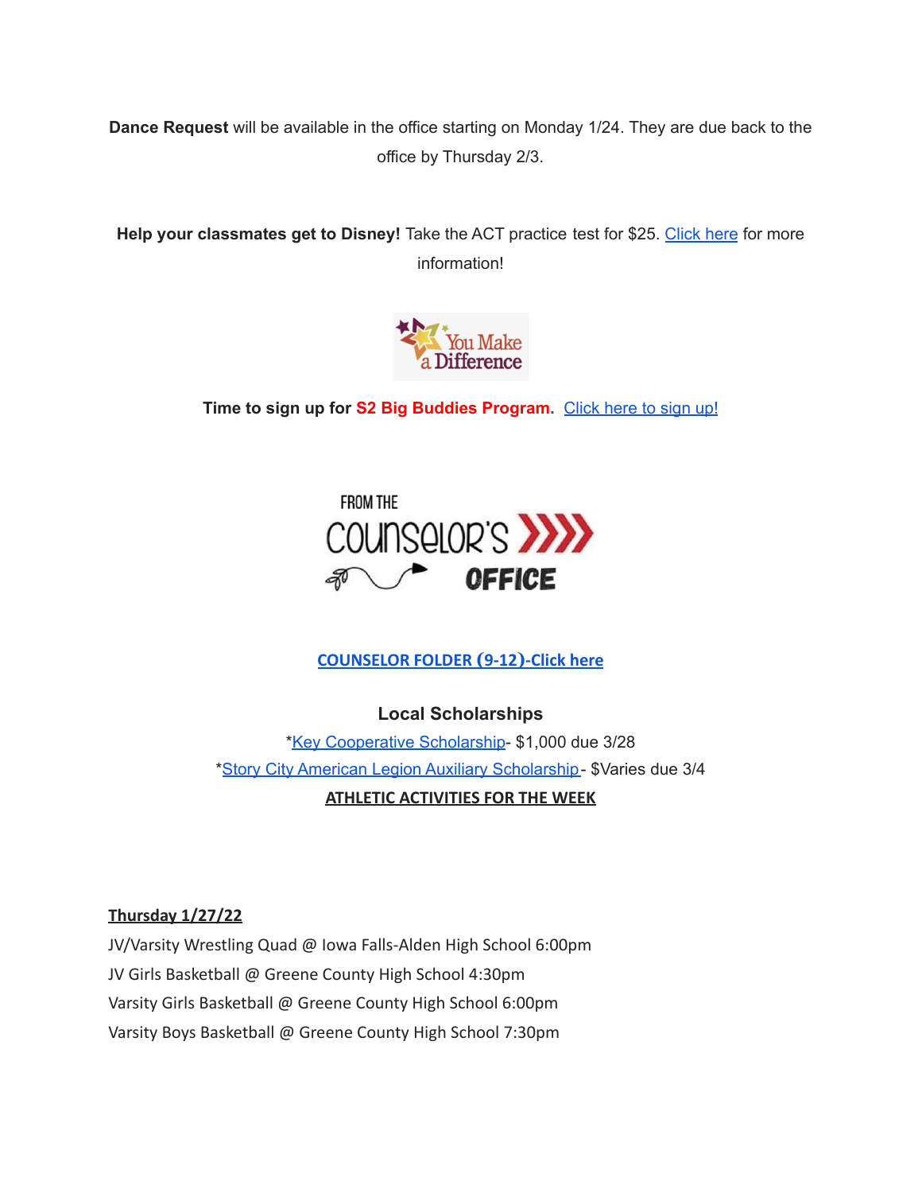**Dance Request** will be available in the office starting on Monday 1/24. They are due back to the office by Thursday 2/3.

**Help your classmates get to Disney!** Take the ACT practice test for $25. Click here for more information!

**Time to sign up for S2 Big Buddies Program.** Click here to sign up!

**COUNSELOR FOLDER (9-12)-Click here**

### Local Scholarships

*Key Cooperative Scholarship- $1,000 due 3/28

*Story City American Legion Auxiliary Scholarship- $Varies due 3/4

**ATHLETIC ACTIVITIES FOR THE WEEK**

**Thursday 1/27/22**

JV/Varsity Wrestling Quad @ Iowa Falls-Alden High School 6:00pm

JV Girls Basketball @ Greene County High School 4:30pm

Varsity Girls Basketball @ Greene County High School 6:00pm

Varsity Boys Basketball @ Greene County High School 7:30pm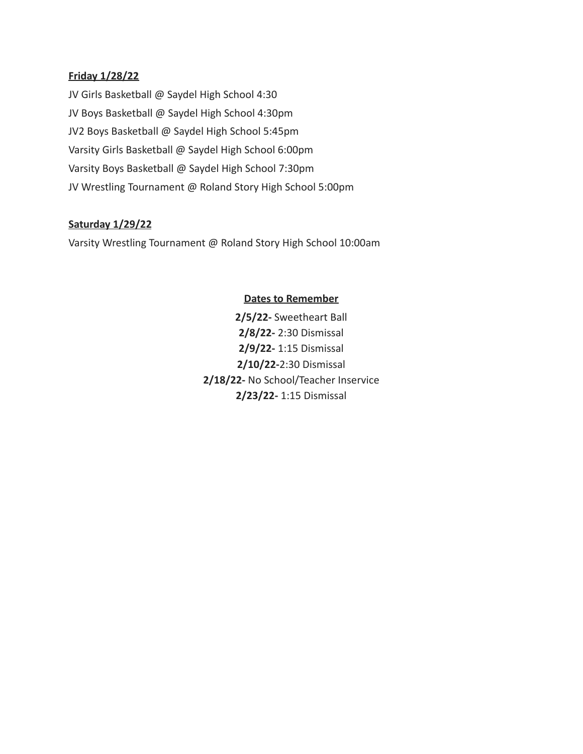**Friday 1/28/22**

JV Girls Basketball @ Saydel High School 4:30

JV Boys Basketball @ Saydel High School 4:30pm

JV2 Boys Basketball @ Saydel High School 5:45pm

Varsity Girls Basketball @ Saydel High School 6:00pm

Varsity Boys Basketball @ Saydel High School 7:30pm

JV Wrestling Tournament @ Roland Story High School 5:00pm

**Saturday 1/29/22**

Varsity Wrestling Tournament @ Roland Story High School 10:00am

**Dates to Remember**

**2/5/22-** Sweetheart Ball

**2/8/22-** 2:30 Dismissal

**2/9/22-** 1:15 Dismissal

**2/10/22-**2:30 Dismissal

**2/18/22-** No School/Teacher Inservice

**2/23/22-** 1:15 Dismissal